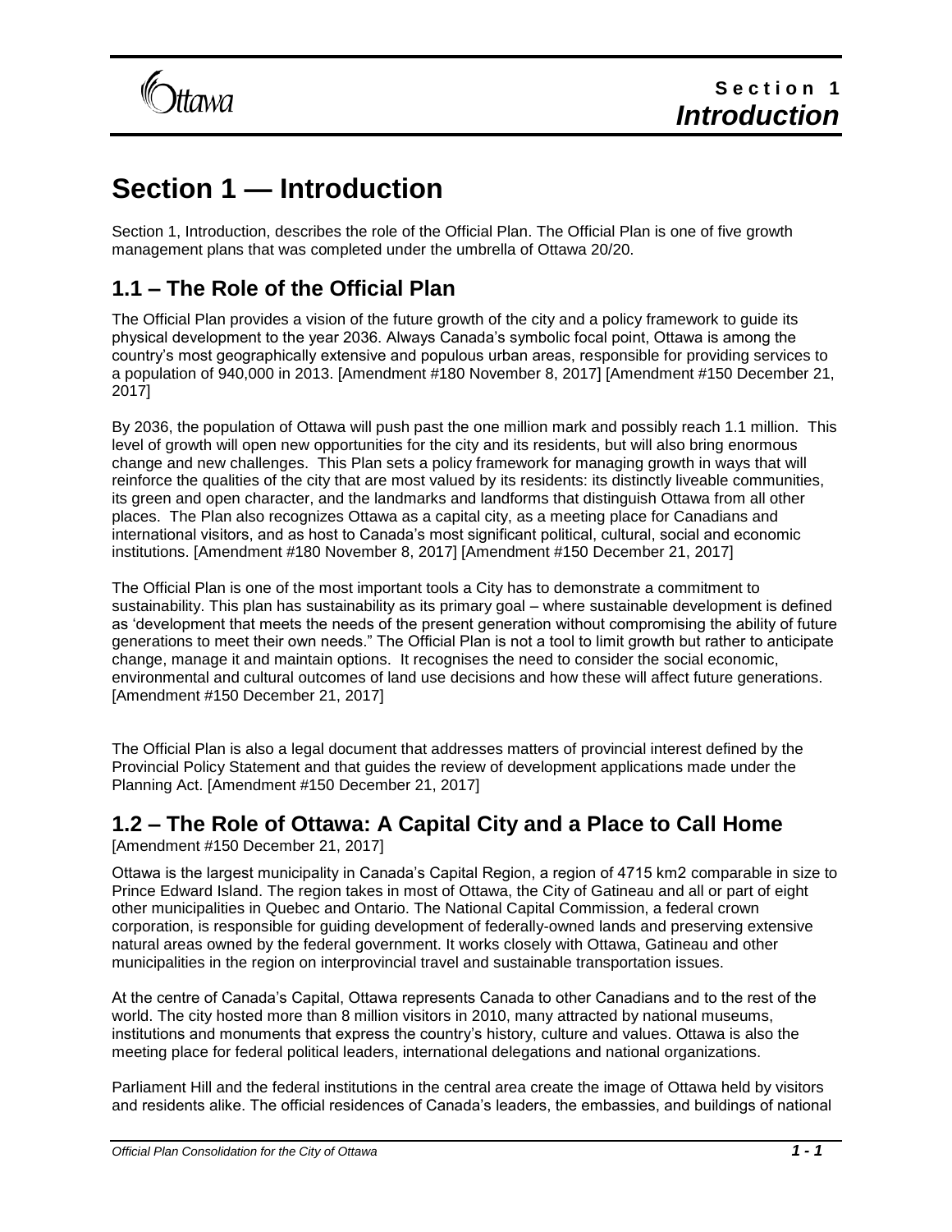# Section 1 — Introduction

Section 1, Introduction, describes the role of the Official Plan. The Official Plan is one of five growth management plans that was completed under the umbrella of Ottawa 20/20.

## 1.1 – The Role of the Official Plan

The Official Plan provides a vision of the future growth of the city and a policy framework to guide its physical development to the year 2036. Always Canada's symbolic focal point, Ottawa is among the country's most geographically extensive and populous urban areas, responsible for providing services to a population of 940,000 in 2013. [Amendment #180 November 8, 2017] [Amendment #150 December 21, 2017]

By 2036, the population of Ottawa will push past the one million mark and possibly reach 1.1 million. This level of growth will open new opportunities for the city and its residents, but will also bring enormous change and new challenges. This Plan sets a policy framework for managing growth in ways that will reinforce the qualities of the city that are most valued by its residents: its distinctly liveable communities, its green and open character, and the landmarks and landforms that distinguish Ottawa from all other places. The Plan also recognizes Ottawa as a capital city, as a meeting place for Canadians and international visitors, and as host to Canada's most significant political, cultural, social and economic institutions. [Amendment #180 November 8, 2017] [Amendment #150 December 21, 2017]

The Official Plan is one of the most important tools a City has to demonstrate a commitment to sustainability. This plan has sustainability as its primary goal – where sustainable development is defined as 'development that meets the needs of the present generation without compromising the ability of future generations to meet their own needs." The Official Plan is not a tool to limit growth but rather to anticipate change, manage it and maintain options. It recognises the need to consider the social economic, environmental and cultural outcomes of land use decisions and how these will affect future generations. [Amendment #150 December 21, 2017]

The Official Plan is also a legal document that addresses matters of provincial interest defined by the Provincial Policy Statement and that guides the review of development applications made under the Planning Act. [Amendment #150 December 21, 2017]

## 1.2 – The Role of Ottawa: A Capital City and a Place to Call Home

[Amendment #150 December 21, 2017]

Ottawa is the largest municipality in Canada's Capital Region, a region of 4715 km2 comparable in size to Prince Edward Island. The region takes in most of Ottawa, the City of Gatineau and all or part of eight other municipalities in Quebec and Ontario. The National Capital Commission, a federal crown corporation, is responsible for guiding development of federally-owned lands and preserving extensive natural areas owned by the federal government. It works closely with Ottawa, Gatineau and other municipalities in the region on interprovincial travel and sustainable transportation issues.

At the centre of Canada's Capital, Ottawa represents Canada to other Canadians and to the rest of the world. The city hosted more than 8 million visitors in 2010, many attracted by national museums, institutions and monuments that express the country's history, culture and values. Ottawa is also the meeting place for federal political leaders, international delegations and national organizations.

Parliament Hill and the federal institutions in the central area create the image of Ottawa held by visitors and residents alike. The official residences of Canada's leaders, the embassies, and buildings of national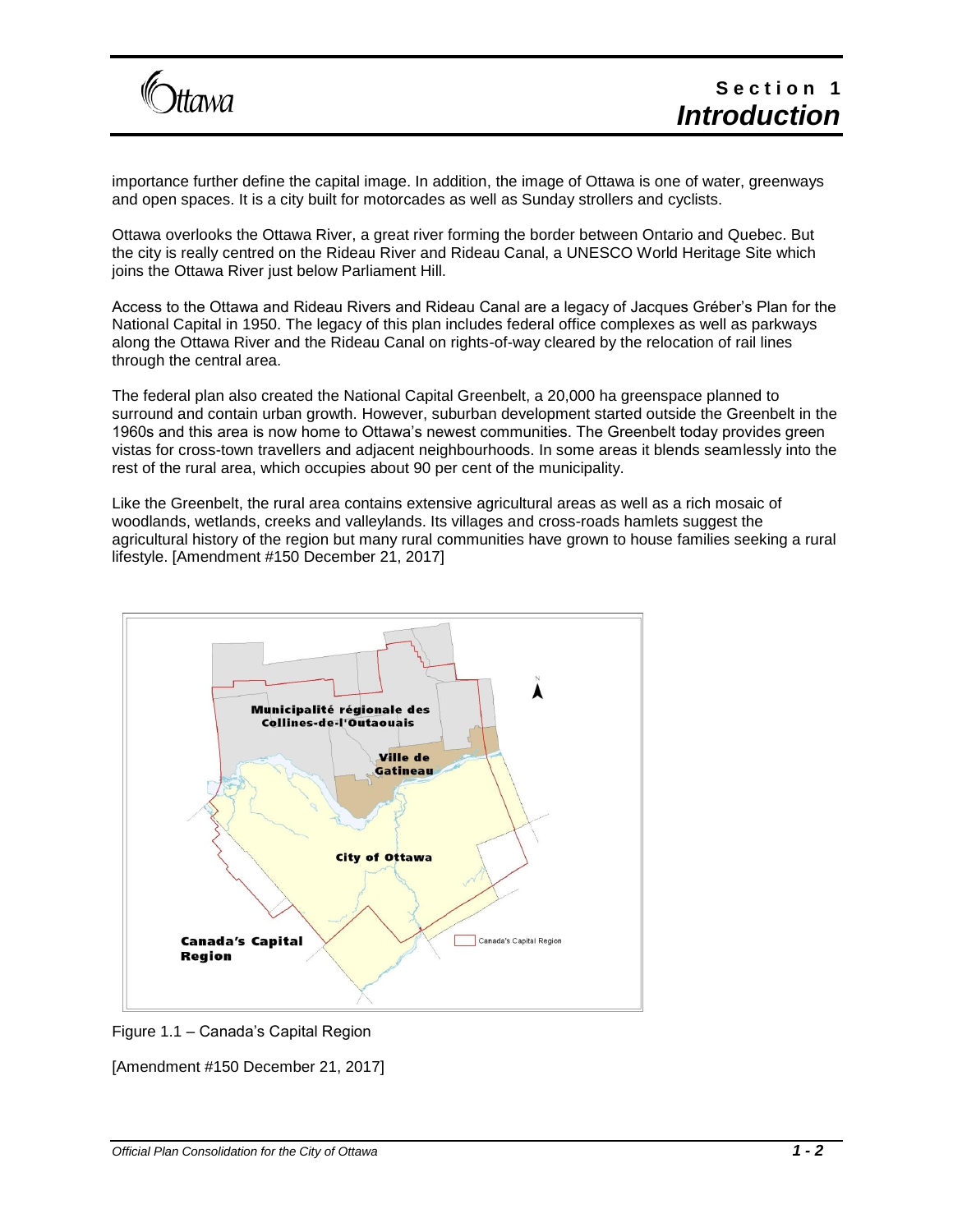importance further define the capital image. In addition, the image of Ottawa is one of water, greenways and open spaces. It is a city built for motorcades as well as Sunday strollers and cyclists.

Ottawa overlooks the Ottawa River, a great river forming the border between Ontario and Quebec. But the city is really centred on the Rideau River and Rideau Canal, a UNESCO World Heritage Site which joins the Ottawa River just below Parliament Hill.

Access to the Ottawa and Rideau Rivers and Rideau Canal are a legacy of Jacques Gréber's Plan for the National Capital in 1950. The legacy of this plan includes federal office complexes as well as parkways along the Ottawa River and the Rideau Canal on rights-of-way cleared by the relocation of rail lines through the central area.

The federal plan also created the National Capital Greenbelt, a 20,000 ha greenspace planned to surround and contain urban growth. However, suburban development started outside the Greenbelt in the 1960s and this area is now home to Ottawa's newest communities. The Greenbelt today provides green vistas for cross-town travellers and adjacent neighbourhoods. In some areas it blends seamlessly into the rest of the rural area, which occupies about 90 per cent of the municipality.

Like the Greenbelt, the rural area contains extensive agricultural areas as well as a rich mosaic of woodlands, wetlands, creeks and valleylands. Its villages and cross-roads hamlets suggest the agricultural history of the region but many rural communities have grown to house families seeking a rural lifestyle. [Amendment #150 December 21, 2017]

Figure 1.1 – Canada's Capital Region

[Amendment #150 December 21, 2017]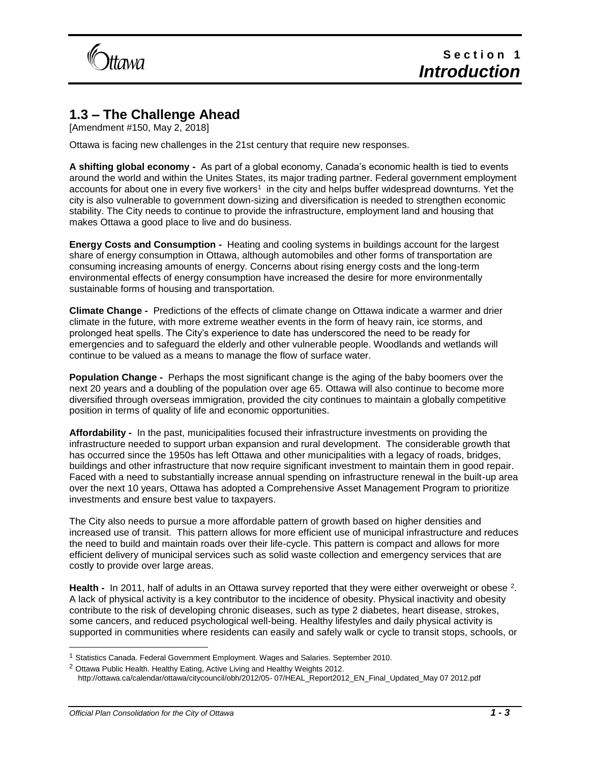## 1.3 – The Challenge Ahead

[Amendment #150, May 2, 2018]

Ottawa is facing new challenges in the 21st century that require new responses.

**A shifting global economy -** As part of a global economy, Canada's economic health is tied to events around the world and within the Unites States, its major trading partner. Federal government employment accounts for about one in every five workers[1] in the city and helps buffer widespread downturns. Yet the city is also vulnerable to government down-sizing and diversification is needed to strengthen economic stability. The City needs to continue to provide the infrastructure, employment land and housing that makes Ottawa a good place to live and do business.

**Energy Costs and Consumption -** Heating and cooling systems in buildings account for the largest share of energy consumption in Ottawa, although automobiles and other forms of transportation are consuming increasing amounts of energy. Concerns about rising energy costs and the long-term environmental effects of energy consumption have increased the desire for more environmentally sustainable forms of housing and transportation.

**Climate Change -** Predictions of the effects of climate change on Ottawa indicate a warmer and drier climate in the future, with more extreme weather events in the form of heavy rain, ice storms, and prolonged heat spells. The City's experience to date has underscored the need to be ready for emergencies and to safeguard the elderly and other vulnerable people. Woodlands and wetlands will continue to be valued as a means to manage the flow of surface water.

**Population Change -** Perhaps the most significant change is the aging of the baby boomers over the next 20 years and a doubling of the population over age 65. Ottawa will also continue to become more diversified through overseas immigration, provided the city continues to maintain a globally competitive position in terms of quality of life and economic opportunities.

**Affordability -** In the past, municipalities focused their infrastructure investments on providing the infrastructure needed to support urban expansion and rural development. The considerable growth that has occurred since the 1950s has left Ottawa and other municipalities with a legacy of roads, bridges, buildings and other infrastructure that now require significant investment to maintain them in good repair. Faced with a need to substantially increase annual spending on infrastructure renewal in the built-up area over the next 10 years, Ottawa has adopted a Comprehensive Asset Management Program to prioritize investments and ensure best value to taxpayers.

The City also needs to pursue a more affordable pattern of growth based on higher densities and increased use of transit. This pattern allows for more efficient use of municipal infrastructure and reduces the need to build and maintain roads over their life-cycle. This pattern is compact and allows for more efficient delivery of municipal services such as solid waste collection and emergency services that are costly to provide over large areas.

**Health -** In 2011, half of adults in an Ottawa survey reported that they were either overweight or obese [2]. A lack of physical activity is a key contributor to the incidence of obesity. Physical inactivity and obesity contribute to the risk of developing chronic diseases, such as type 2 diabetes, heart disease, strokes, some cancers, and reduced psychological well-being. Healthy lifestyles and daily physical activity is supported in communities where residents can easily and safely walk or cycle to transit stops, schools, or

---

[1] Statistics Canada. Federal Government Employment. Wages and Salaries. September 2010.

[2] Ottawa Public Health. Healthy Eating, Active Living and Healthy Weights 2012. http://ottawa.ca/calendar/ottawa/citycouncil/obh/2012/05- 07/HEAL_Report2012_EN_Final_Updated_May 07 2012.pdf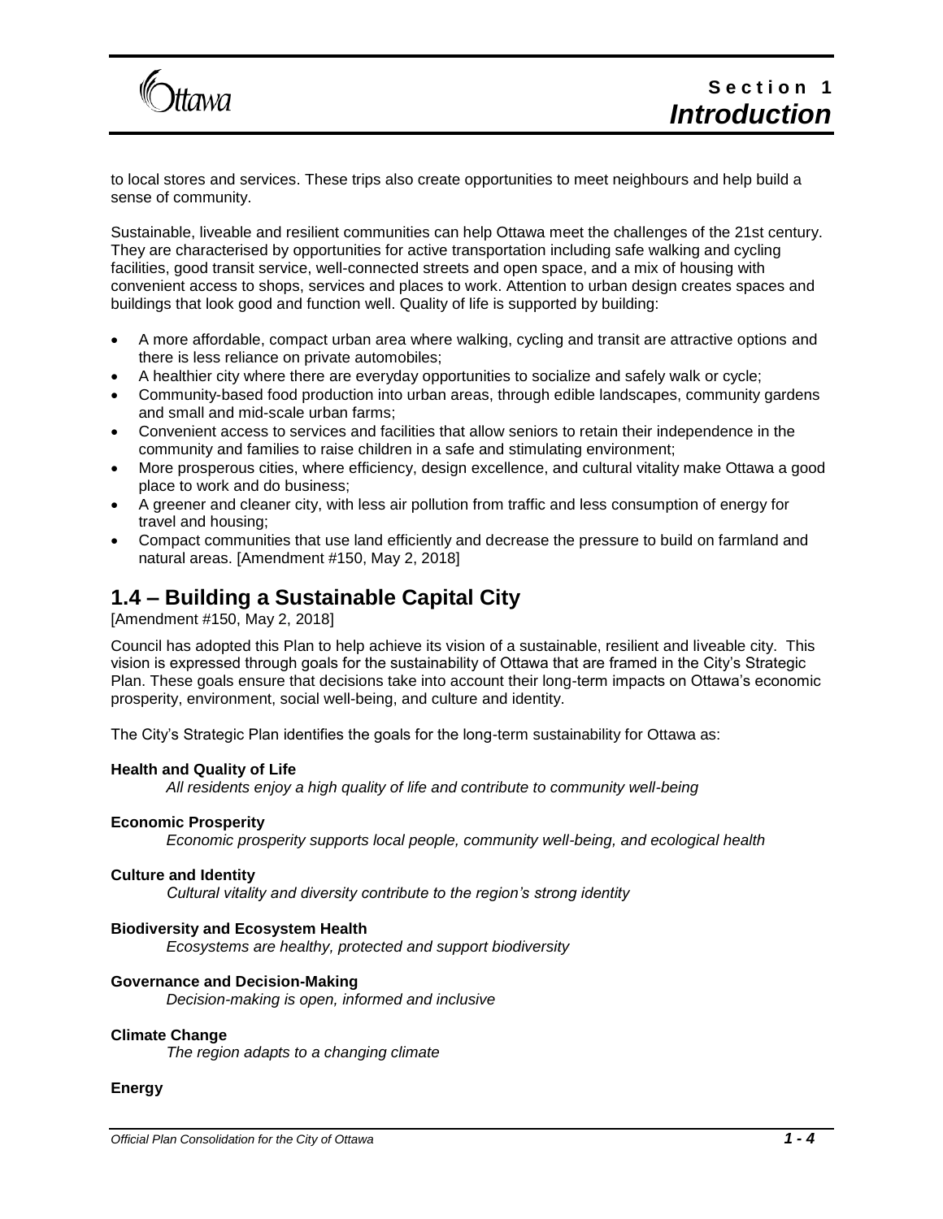to local stores and services. These trips also create opportunities to meet neighbours and help build a sense of community.

Sustainable, liveable and resilient communities can help Ottawa meet the challenges of the 21st century. They are characterised by opportunities for active transportation including safe walking and cycling facilities, good transit service, well-connected streets and open space, and a mix of housing with convenient access to shops, services and places to work. Attention to urban design creates spaces and buildings that look good and function well. Quality of life is supported by building:

- A more affordable, compact urban area where walking, cycling and transit are attractive options and there is less reliance on private automobiles;
- A healthier city where there are everyday opportunities to socialize and safely walk or cycle;
- Community-based food production into urban areas, through edible landscapes, community gardens and small and mid-scale urban farms;
- Convenient access to services and facilities that allow seniors to retain their independence in the community and families to raise children in a safe and stimulating environment;
- More prosperous cities, where efficiency, design excellence, and cultural vitality make Ottawa a good place to work and do business;
- A greener and cleaner city, with less air pollution from traffic and less consumption of energy for travel and housing;
- Compact communities that use land efficiently and decrease the pressure to build on farmland and natural areas. [Amendment #150, May 2, 2018]

## 1.4 – Building a Sustainable Capital City

[Amendment #150, May 2, 2018]

Council has adopted this Plan to help achieve its vision of a sustainable, resilient and liveable city. This vision is expressed through goals for the sustainability of Ottawa that are framed in the City's Strategic Plan. These goals ensure that decisions take into account their long-term impacts on Ottawa's economic prosperity, environment, social well-being, and culture and identity.

The City's Strategic Plan identifies the goals for the long-term sustainability for Ottawa as:

**Health and Quality of Life**

*All residents enjoy a high quality of life and contribute to community well-being*

**Economic Prosperity**

*Economic prosperity supports local people, community well-being, and ecological health*

**Culture and Identity**

*Cultural vitality and diversity contribute to the region's strong identity*

**Biodiversity and Ecosystem Health**

*Ecosystems are healthy, protected and support biodiversity*

**Governance and Decision-Making**

*Decision-making is open, informed and inclusive*

**Climate Change**

*The region adapts to a changing climate*

**Energy**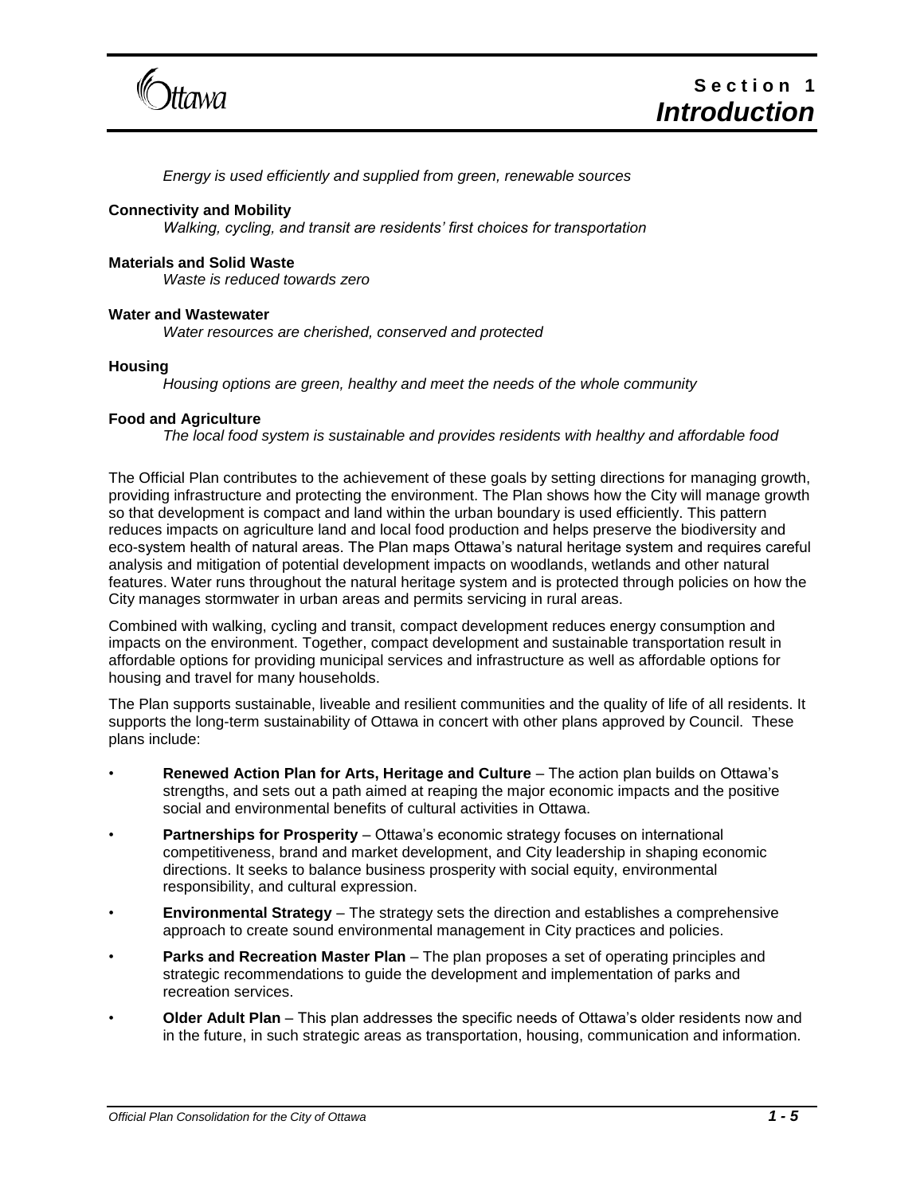*Energy is used efficiently and supplied from green, renewable sources*

**Connectivity and Mobility**

*Walking, cycling, and transit are residents' first choices for transportation*

**Materials and Solid Waste**

*Waste is reduced towards zero*

**Water and Wastewater**

*Water resources are cherished, conserved and protected*

**Housing**

*Housing options are green, healthy and meet the needs of the whole community*

**Food and Agriculture**

*The local food system is sustainable and provides residents with healthy and affordable food*

The Official Plan contributes to the achievement of these goals by setting directions for managing growth, providing infrastructure and protecting the environment. The Plan shows how the City will manage growth so that development is compact and land within the urban boundary is used efficiently. This pattern reduces impacts on agriculture land and local food production and helps preserve the biodiversity and eco-system health of natural areas. The Plan maps Ottawa's natural heritage system and requires careful analysis and mitigation of potential development impacts on woodlands, wetlands and other natural features. Water runs throughout the natural heritage system and is protected through policies on how the City manages stormwater in urban areas and permits servicing in rural areas.

Combined with walking, cycling and transit, compact development reduces energy consumption and impacts on the environment. Together, compact development and sustainable transportation result in affordable options for providing municipal services and infrastructure as well as affordable options for housing and travel for many households.

The Plan supports sustainable, liveable and resilient communities and the quality of life of all residents. It supports the long-term sustainability of Ottawa in concert with other plans approved by Council. These plans include:

- **Renewed Action Plan for Arts, Heritage and Culture** – The action plan builds on Ottawa's strengths, and sets out a path aimed at reaping the major economic impacts and the positive social and environmental benefits of cultural activities in Ottawa.
- **Partnerships for Prosperity** – Ottawa's economic strategy focuses on international competitiveness, brand and market development, and City leadership in shaping economic directions. It seeks to balance business prosperity with social equity, environmental responsibility, and cultural expression.
- **Environmental Strategy** – The strategy sets the direction and establishes a comprehensive approach to create sound environmental management in City practices and policies.
- **Parks and Recreation Master Plan** – The plan proposes a set of operating principles and strategic recommendations to guide the development and implementation of parks and recreation services.
- **Older Adult Plan** – This plan addresses the specific needs of Ottawa's older residents now and in the future, in such strategic areas as transportation, housing, communication and information.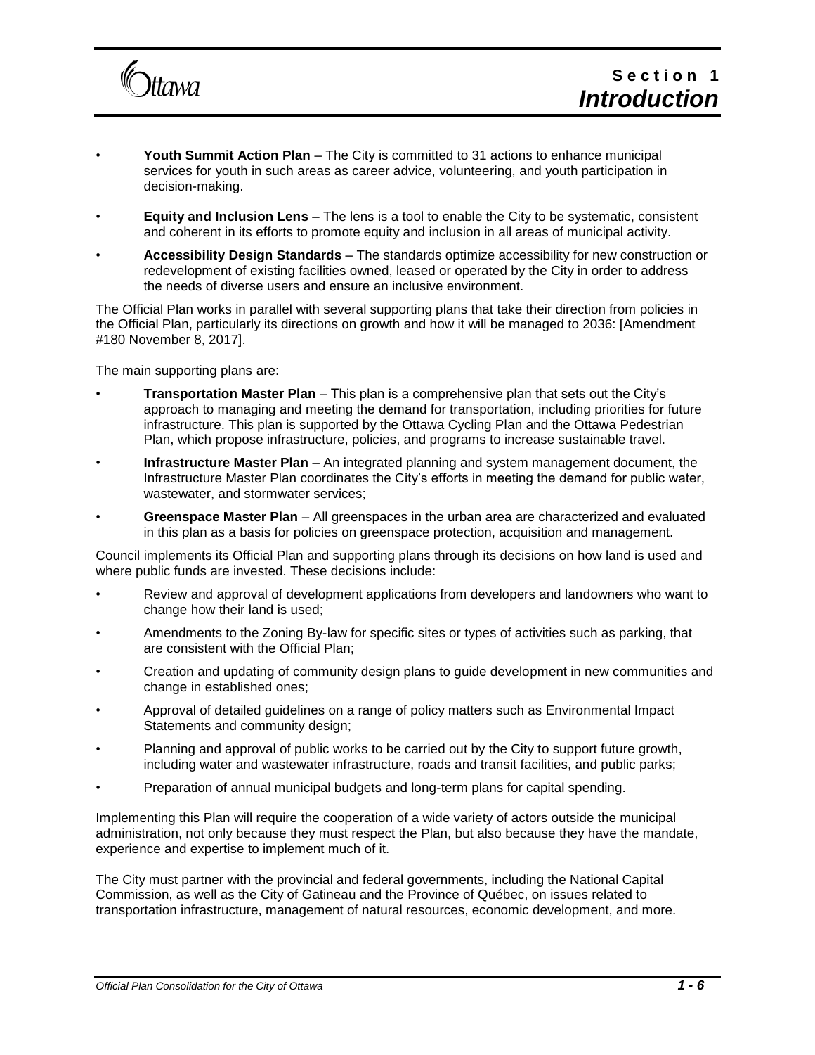- **Youth Summit Action Plan** – The City is committed to 31 actions to enhance municipal services for youth in such areas as career advice, volunteering, and youth participation in decision-making.
- **Equity and Inclusion Lens** – The lens is a tool to enable the City to be systematic, consistent and coherent in its efforts to promote equity and inclusion in all areas of municipal activity.
- **Accessibility Design Standards** – The standards optimize accessibility for new construction or redevelopment of existing facilities owned, leased or operated by the City in order to address the needs of diverse users and ensure an inclusive environment.

The Official Plan works in parallel with several supporting plans that take their direction from policies in the Official Plan, particularly its directions on growth and how it will be managed to 2036: [Amendment #180 November 8, 2017].

The main supporting plans are:

- **Transportation Master Plan** – This plan is a comprehensive plan that sets out the City's approach to managing and meeting the demand for transportation, including priorities for future infrastructure. This plan is supported by the Ottawa Cycling Plan and the Ottawa Pedestrian Plan, which propose infrastructure, policies, and programs to increase sustainable travel.
- **Infrastructure Master Plan** – An integrated planning and system management document, the Infrastructure Master Plan coordinates the City's efforts in meeting the demand for public water, wastewater, and stormwater services;
- **Greenspace Master Plan** – All greenspaces in the urban area are characterized and evaluated in this plan as a basis for policies on greenspace protection, acquisition and management.

Council implements its Official Plan and supporting plans through its decisions on how land is used and where public funds are invested. These decisions include:

- Review and approval of development applications from developers and landowners who want to change how their land is used;
- Amendments to the Zoning By-law for specific sites or types of activities such as parking, that are consistent with the Official Plan;
- Creation and updating of community design plans to guide development in new communities and change in established ones;
- Approval of detailed guidelines on a range of policy matters such as Environmental Impact Statements and community design;
- Planning and approval of public works to be carried out by the City to support future growth, including water and wastewater infrastructure, roads and transit facilities, and public parks;
- Preparation of annual municipal budgets and long-term plans for capital spending.

Implementing this Plan will require the cooperation of a wide variety of actors outside the municipal administration, not only because they must respect the Plan, but also because they have the mandate, experience and expertise to implement much of it.

The City must partner with the provincial and federal governments, including the National Capital Commission, as well as the City of Gatineau and the Province of Québec, on issues related to transportation infrastructure, management of natural resources, economic development, and more.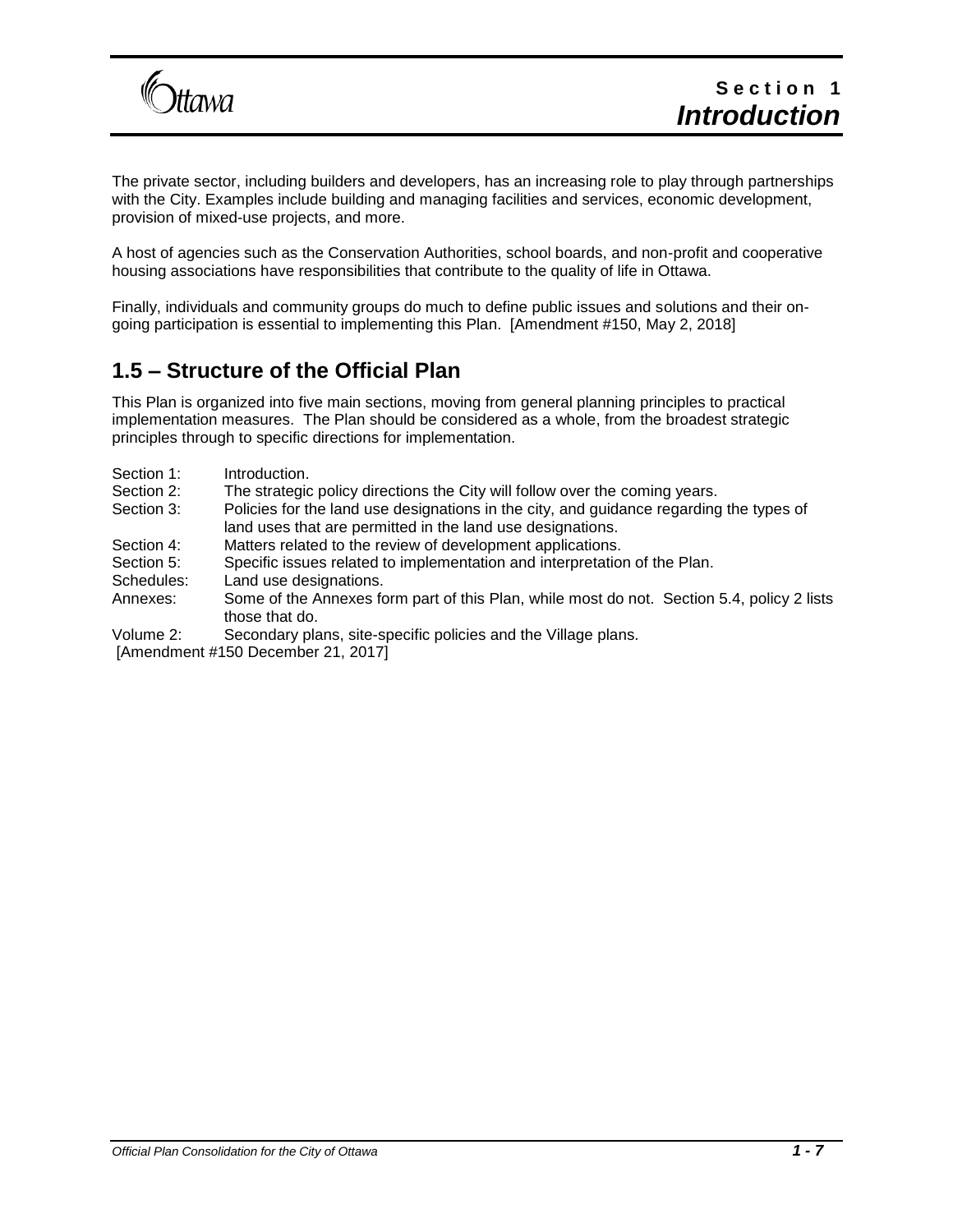The private sector, including builders and developers, has an increasing role to play through partnerships with the City. Examples include building and managing facilities and services, economic development, provision of mixed-use projects, and more.

A host of agencies such as the Conservation Authorities, school boards, and non-profit and cooperative housing associations have responsibilities that contribute to the quality of life in Ottawa.

Finally, individuals and community groups do much to define public issues and solutions and their on-going participation is essential to implementing this Plan. [Amendment #150, May 2, 2018]

## 1.5 – Structure of the Official Plan

This Plan is organized into five main sections, moving from general planning principles to practical implementation measures. The Plan should be considered as a whole, from the broadest strategic principles through to specific directions for implementation.

| | |
|---|---|
| Section 1: | Introduction. |
| Section 2: | The strategic policy directions the City will follow over the coming years. |
| Section 3: | Policies for the land use designations in the city, and guidance regarding the types of land uses that are permitted in the land use designations. |
| Section 4: | Matters related to the review of development applications. |
| Section 5: | Specific issues related to implementation and interpretation of the Plan. |
| Schedules: | Land use designations. |
| Annexes: | Some of the Annexes form part of this Plan, while most do not. Section 5.4, policy 2 lists those that do. |
| Volume 2: | Secondary plans, site-specific policies and the Village plans. |

[Amendment #150 December 21, 2017]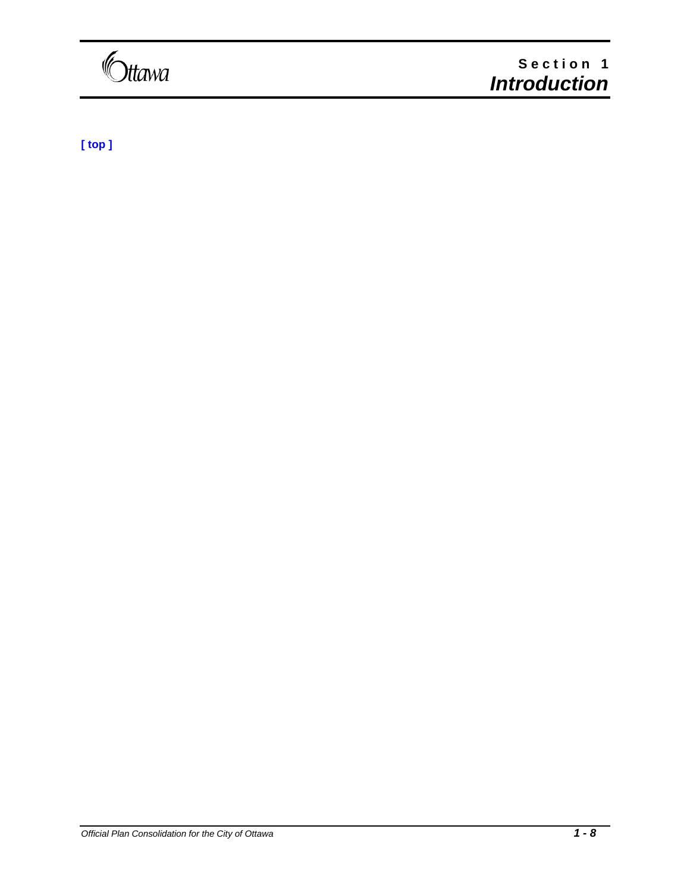[ top ]